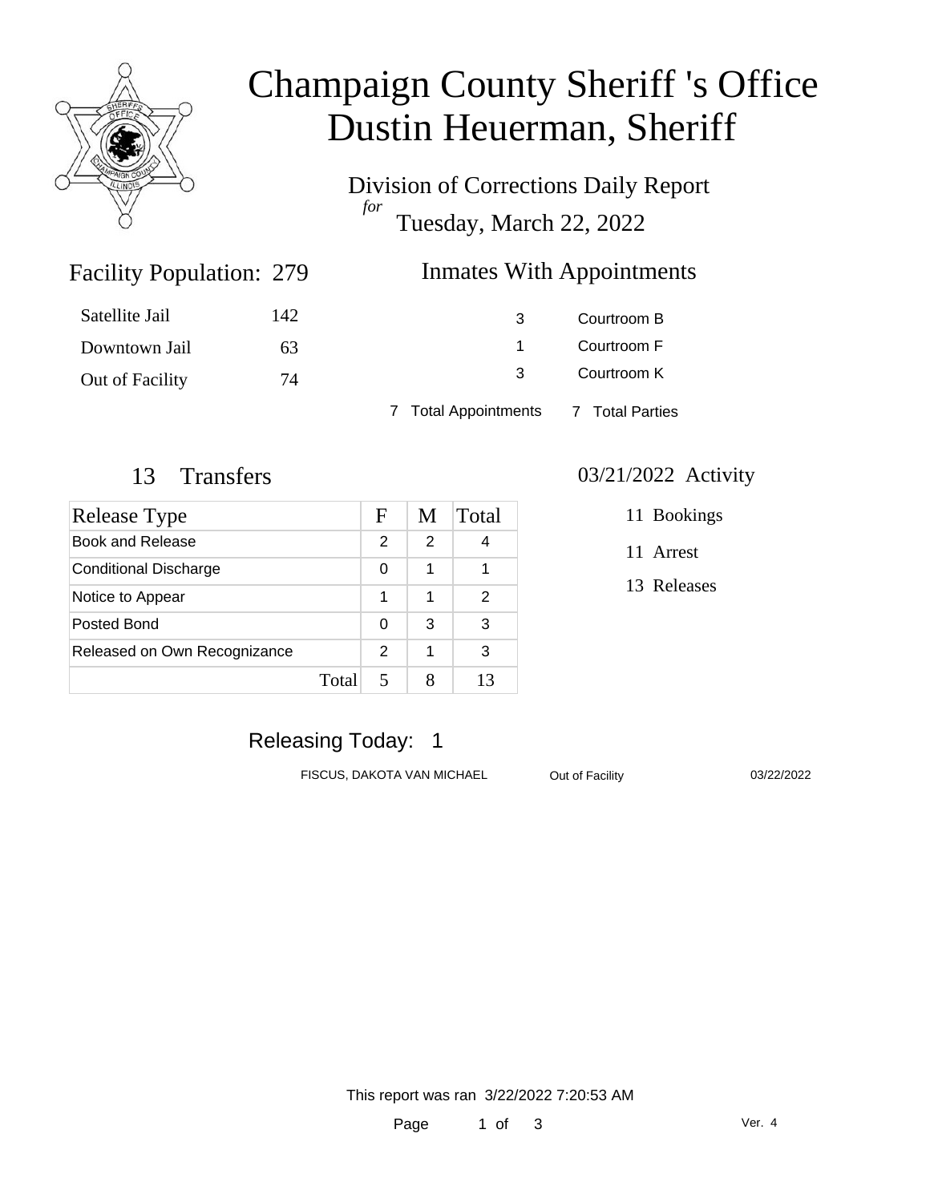# Champaign County Sheriff 's Office
# Dustin Heuerman, Sheriff

Division of Corrections Daily Report
*for*
Tuesday, March 22, 2022

## Facility Population: 279

| | |
|---|---|
| Satellite Jail | 142 |
| Downtown Jail | 63 |
| Out of Facility | 74 |

## Inmates With Appointments

| | |
|---|---|
| 3 | Courtroom B |
| 1 | Courtroom F |
| 3 | Courtroom K |

7 Total Appointments 7 Total Parties

## 13 Transfers

| Release Type | F | M | Total |
|---|---|---|---|
| Book and Release | 2 | 2 | 4 |
| Conditional Discharge | 0 | 1 | 1 |
| Notice to Appear | 1 | 1 | 2 |
| Posted Bond | 0 | 3 | 3 |
| Released on Own Recognizance | 2 | 1 | 3 |
| Total | 5 | 8 | 13 |

## 03/21/2022 Activity

- 11 Bookings
- 11 Arrest
- 13 Releases

## Releasing Today: 1

| | | |
|---|---|---|
| FISCUS, DAKOTA VAN MICHAEL | Out of Facility | 03/22/2022 |

This report was ran 3/22/2022 7:20:53 AM

Ver. 4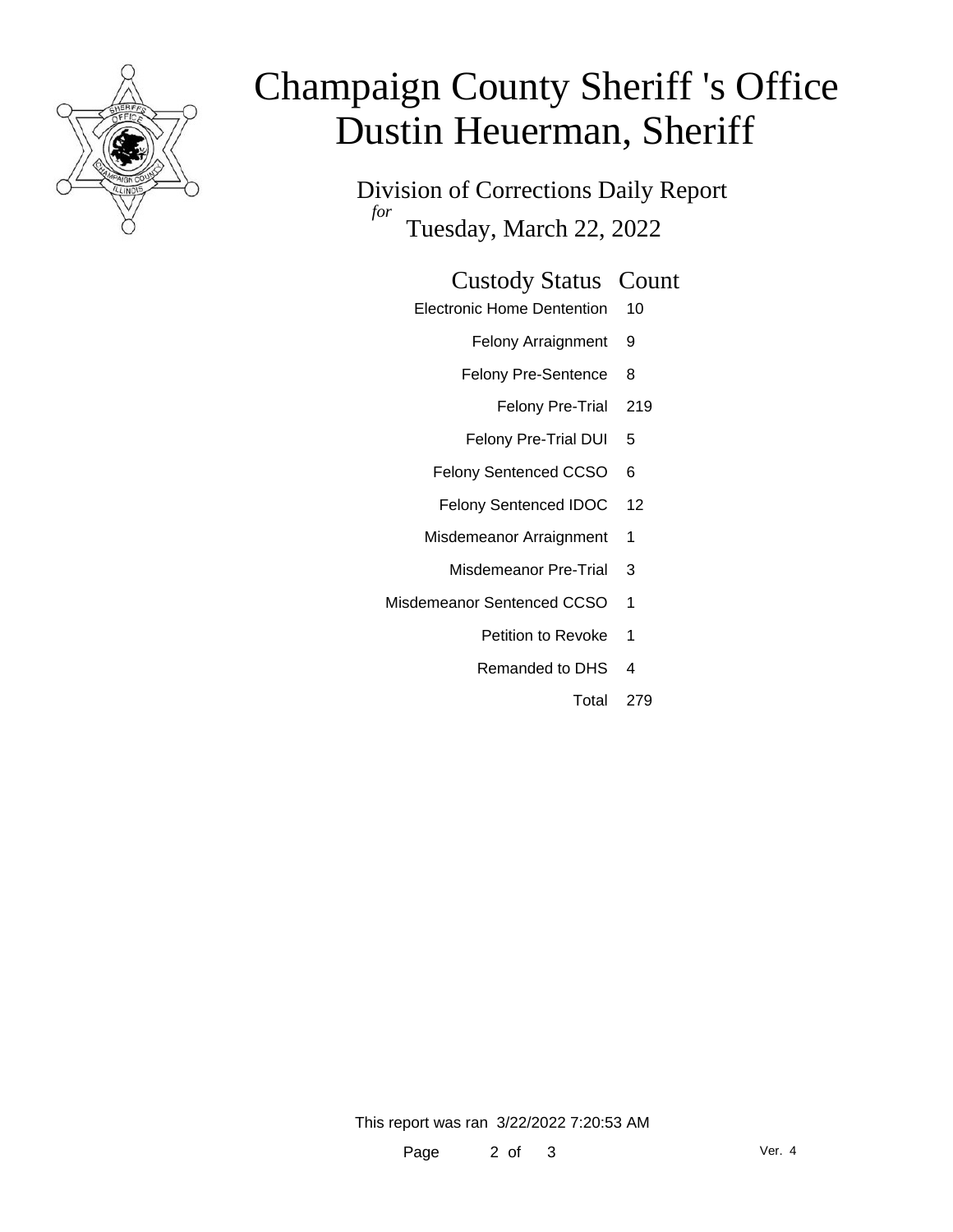# Champaign County Sheriff 's Office
# Dustin Heuerman, Sheriff

Division of Corrections Daily Report

*for* Tuesday, March 22, 2022

| Custody Status | Count |
|---|---|
| Electronic Home Dentention | 10 |
| Felony Arraignment | 9 |
| Felony Pre-Sentence | 8 |
| Felony Pre-Trial | 219 |
| Felony Pre-Trial DUI | 5 |
| Felony Sentenced CCSO | 6 |
| Felony Sentenced IDOC | 12 |
| Misdemeanor Arraignment | 1 |
| Misdemeanor Pre-Trial | 3 |
| Misdemeanor Sentenced CCSO | 1 |
| Petition to Revoke | 1 |
| Remanded to DHS | 4 |
| Total | 279 |

This report was ran 3/22/2022 7:20:53 AM

Ver. 4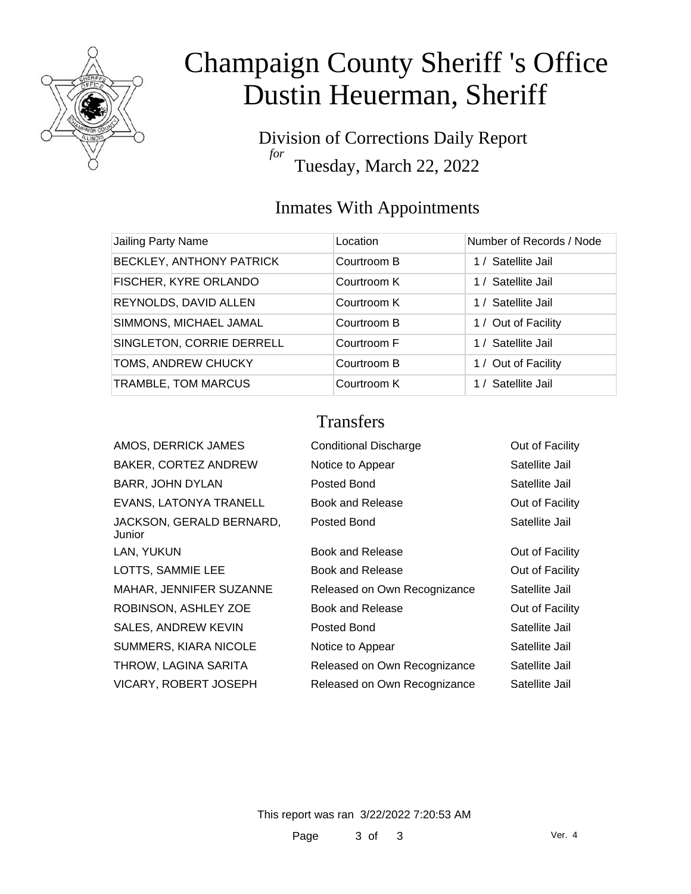# Champaign County Sheriff 's Office
# Dustin Heuerman, Sheriff

Division of Corrections Daily Report
*for*
Tuesday, March 22, 2022

## Inmates With Appointments

| Jailing Party Name | Location | Number of Records / Node |
|---|---|---|
| BECKLEY, ANTHONY PATRICK | Courtroom B | 1 / Satellite Jail |
| FISCHER, KYRE ORLANDO | Courtroom K | 1 / Satellite Jail |
| REYNOLDS, DAVID ALLEN | Courtroom K | 1 / Satellite Jail |
| SIMMONS, MICHAEL JAMAL | Courtroom B | 1 / Out of Facility |
| SINGLETON, CORRIE DERRELL | Courtroom F | 1 / Satellite Jail |
| TOMS, ANDREW CHUCKY | Courtroom B | 1 / Out of Facility |
| TRAMBLE, TOM MARCUS | Courtroom K | 1 / Satellite Jail |

## Transfers

| | | |
|---|---|---|
| AMOS, DERRICK JAMES | Conditional Discharge | Out of Facility |
| BAKER, CORTEZ ANDREW | Notice to Appear | Satellite Jail |
| BARR, JOHN DYLAN | Posted Bond | Satellite Jail |
| EVANS, LATONYA TRANELL | Book and Release | Out of Facility |
| JACKSON, GERALD BERNARD, Junior | Posted Bond | Satellite Jail |
| LAN, YUKUN | Book and Release | Out of Facility |
| LOTTS, SAMMIE LEE | Book and Release | Out of Facility |
| MAHAR, JENNIFER SUZANNE | Released on Own Recognizance | Satellite Jail |
| ROBINSON, ASHLEY ZOE | Book and Release | Out of Facility |
| SALES, ANDREW KEVIN | Posted Bond | Satellite Jail |
| SUMMERS, KIARA NICOLE | Notice to Appear | Satellite Jail |
| THROW, LAGINA SARITA | Released on Own Recognizance | Satellite Jail |
| VICARY, ROBERT JOSEPH | Released on Own Recognizance | Satellite Jail |

This report was ran 3/22/2022 7:20:53 AM

Ver. 4